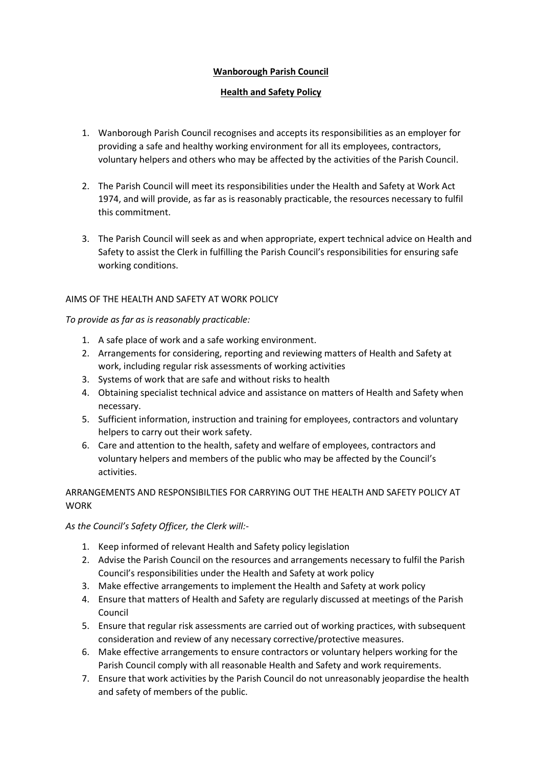**Wanborough Parish Council**

**Health and Safety Policy**

1. Wanborough Parish Council recognises and accepts its responsibilities as an employer for providing a safe and healthy working environment for all its employees, contractors, voluntary helpers and others who may be affected by the activities of the Parish Council.

2. The Parish Council will meet its responsibilities under the Health and Safety at Work Act 1974, and will provide, as far as is reasonably practicable, the resources necessary to fulfil this commitment.

3. The Parish Council will seek as and when appropriate, expert technical advice on Health and Safety to assist the Clerk in fulfilling the Parish Council's responsibilities for ensuring safe working conditions.

AIMS OF THE HEALTH AND SAFETY AT WORK POLICY

*To provide as far as is reasonably practicable:*

1. A safe place of work and a safe working environment.
2. Arrangements for considering, reporting and reviewing matters of Health and Safety at work, including regular risk assessments of working activities
3. Systems of work that are safe and without risks to health
4. Obtaining specialist technical advice and assistance on matters of Health and Safety when necessary.
5. Sufficient information, instruction and training for employees, contractors and voluntary helpers to carry out their work safety.
6. Care and attention to the health, safety and welfare of employees, contractors and voluntary helpers and members of the public who may be affected by the Council's activities.

ARRANGEMENTS AND RESPONSIBILTIES FOR CARRYING OUT THE HEALTH AND SAFETY POLICY AT WORK

*As the Council's Safety Officer, the Clerk will:-*

1. Keep informed of relevant Health and Safety policy legislation
2. Advise the Parish Council on the resources and arrangements necessary to fulfil the Parish Council's responsibilities under the Health and Safety at work policy
3. Make effective arrangements to implement the Health and Safety at work policy
4. Ensure that matters of Health and Safety are regularly discussed at meetings of the Parish Council
5. Ensure that regular risk assessments are carried out of working practices, with subsequent consideration and review of any necessary corrective/protective measures.
6. Make effective arrangements to ensure contractors or voluntary helpers working for the Parish Council comply with all reasonable Health and Safety and work requirements.
7. Ensure that work activities by the Parish Council do not unreasonably jeopardise the health and safety of members of the public.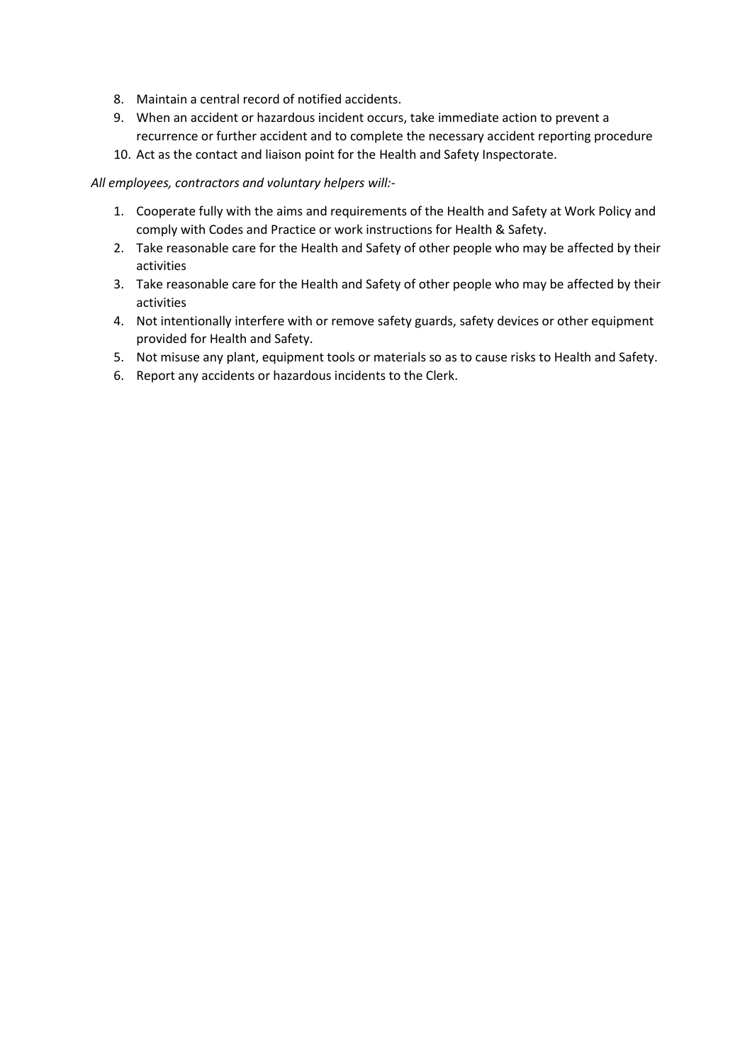8. Maintain a central record of notified accidents.
9. When an accident or hazardous incident occurs, take immediate action to prevent a recurrence or further accident and to complete the necessary accident reporting procedure
10. Act as the contact and liaison point for the Health and Safety Inspectorate.

*All employees, contractors and voluntary helpers will:-*

1. Cooperate fully with the aims and requirements of the Health and Safety at Work Policy and comply with Codes and Practice or work instructions for Health & Safety.
2. Take reasonable care for the Health and Safety of other people who may be affected by their activities
3. Take reasonable care for the Health and Safety of other people who may be affected by their activities
4. Not intentionally interfere with or remove safety guards, safety devices or other equipment provided for Health and Safety.
5. Not misuse any plant, equipment tools or materials so as to cause risks to Health and Safety.
6. Report any accidents or hazardous incidents to the Clerk.